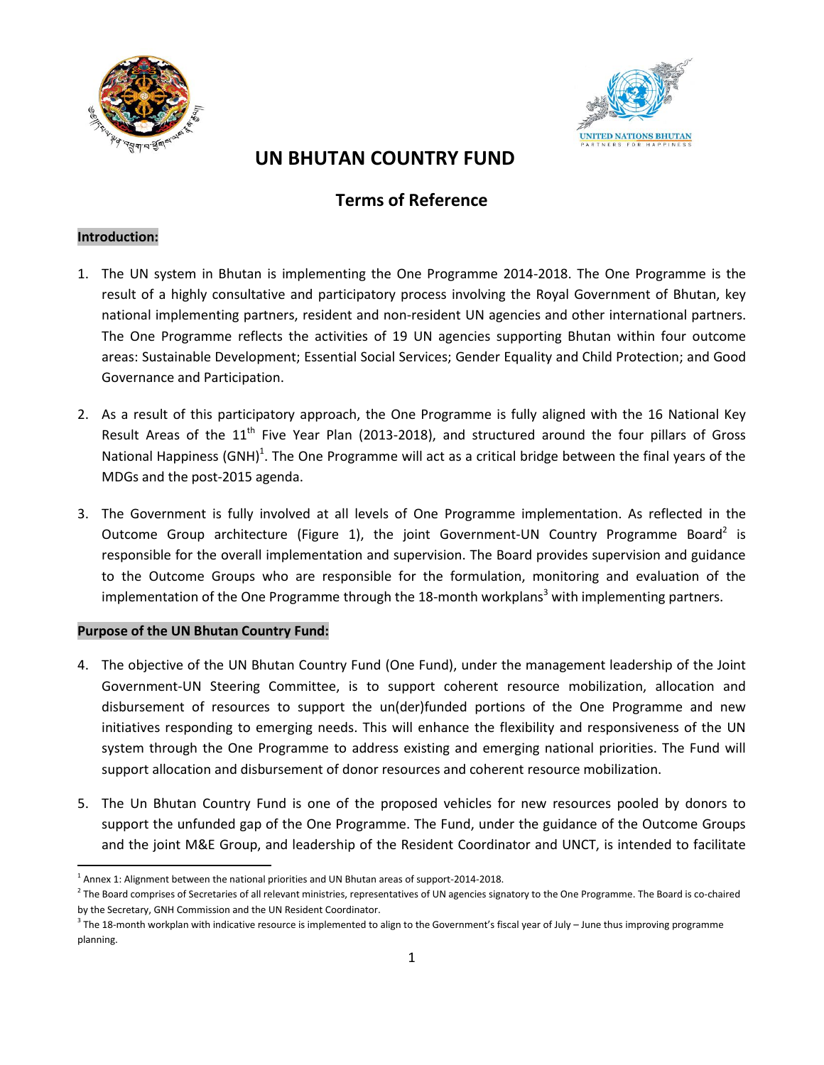# UN BHUTAN COUNTRY FUND

## Terms of Reference

### Introduction:

1. The UN system in Bhutan is implementing the One Programme 2014-2018. The One Programme is the result of a highly consultative and participatory process involving the Royal Government of Bhutan, key national implementing partners, resident and non-resident UN agencies and other international partners. The One Programme reflects the activities of 19 UN agencies supporting Bhutan within four outcome areas: Sustainable Development; Essential Social Services; Gender Equality and Child Protection; and Good Governance and Participation.

2. As a result of this participatory approach, the One Programme is fully aligned with the 16 National Key Result Areas of the 11th Five Year Plan (2013-2018), and structured around the four pillars of Gross National Happiness (GNH)[1]. The One Programme will act as a critical bridge between the final years of the MDGs and the post-2015 agenda.

3. The Government is fully involved at all levels of One Programme implementation. As reflected in the Outcome Group architecture (Figure 1), the joint Government-UN Country Programme Board[2] is responsible for the overall implementation and supervision. The Board provides supervision and guidance to the Outcome Groups who are responsible for the formulation, monitoring and evaluation of the implementation of the One Programme through the 18-month workplans[3] with implementing partners.

### Purpose of the UN Bhutan Country Fund:

4. The objective of the UN Bhutan Country Fund (One Fund), under the management leadership of the Joint Government-UN Steering Committee, is to support coherent resource mobilization, allocation and disbursement of resources to support the un(der)funded portions of the One Programme and new initiatives responding to emerging needs. This will enhance the flexibility and responsiveness of the UN system through the One Programme to address existing and emerging national priorities. The Fund will support allocation and disbursement of donor resources and coherent resource mobilization.

5. The Un Bhutan Country Fund is one of the proposed vehicles for new resources pooled by donors to support the unfunded gap of the One Programme. The Fund, under the guidance of the Outcome Groups and the joint M&E Group, and leadership of the Resident Coordinator and UNCT, is intended to facilitate

---

[1] Annex 1: Alignment between the national priorities and UN Bhutan areas of support-2014-2018.

[2] The Board comprises of Secretaries of all relevant ministries, representatives of UN agencies signatory to the One Programme. The Board is co-chaired by the Secretary, GNH Commission and the UN Resident Coordinator.

[3] The 18-month workplan with indicative resource is implemented to align to the Government's fiscal year of July – June thus improving programme planning.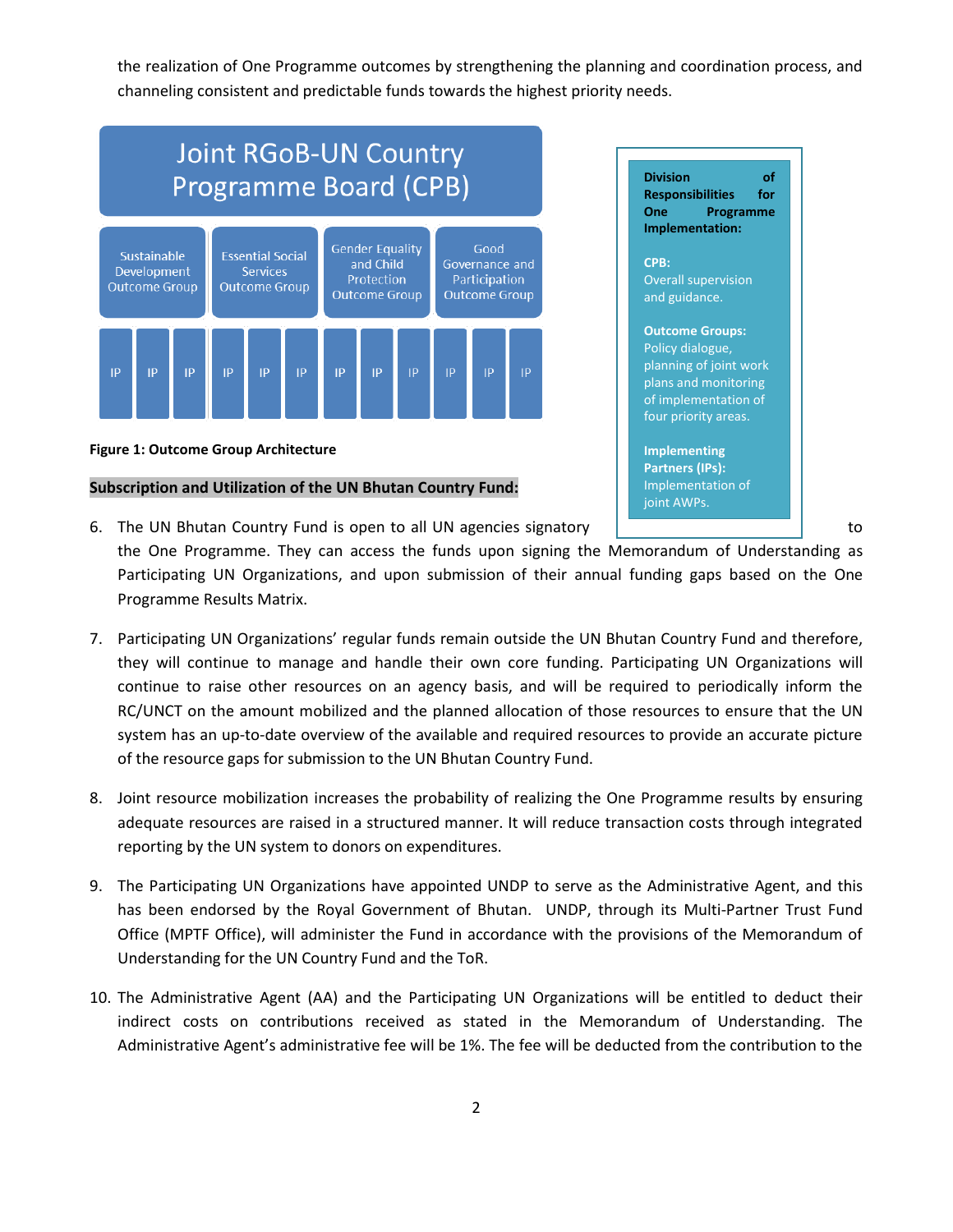the realization of One Programme outcomes by strengthening the planning and coordination process, and channeling consistent and predictable funds towards the highest priority needs.

| Joint RGoB-UN Country Programme Board (CPB) | | | | | | | | | | | |
|---|---|---|---|---|---|---|---|---|---|---|---|
| Sustainable Development Outcome Group | | | Essential Social Services Outcome Group | | | Gender Equality and Child Protection Outcome Group | | | Good Governance and Participation Outcome Group | | |
| IP | IP | IP | IP | IP | IP | IP | IP | IP | IP | IP | IP |

**Figure 1: Outcome Group Architecture**

> **Division of Responsibilities for One Programme Implementation:**
>
> **CPB:** Overall supervision and guidance.
>
> **Outcome Groups:** Policy dialogue, planning of joint work plans and monitoring of implementation of four priority areas.
>
> **Implementing Partners (IPs):** Implementation of joint AWPs.

**Subscription and Utilization of the UN Bhutan Country Fund:**

6. The UN Bhutan Country Fund is open to all UN agencies signatory to the One Programme. They can access the funds upon signing the Memorandum of Understanding as Participating UN Organizations, and upon submission of their annual funding gaps based on the One Programme Results Matrix.

7. Participating UN Organizations' regular funds remain outside the UN Bhutan Country Fund and therefore, they will continue to manage and handle their own core funding. Participating UN Organizations will continue to raise other resources on an agency basis, and will be required to periodically inform the RC/UNCT on the amount mobilized and the planned allocation of those resources to ensure that the UN system has an up-to-date overview of the available and required resources to provide an accurate picture of the resource gaps for submission to the UN Bhutan Country Fund.

8. Joint resource mobilization increases the probability of realizing the One Programme results by ensuring adequate resources are raised in a structured manner. It will reduce transaction costs through integrated reporting by the UN system to donors on expenditures.

9. The Participating UN Organizations have appointed UNDP to serve as the Administrative Agent, and this has been endorsed by the Royal Government of Bhutan. UNDP, through its Multi-Partner Trust Fund Office (MPTF Office), will administer the Fund in accordance with the provisions of the Memorandum of Understanding for the UN Country Fund and the ToR.

10. The Administrative Agent (AA) and the Participating UN Organizations will be entitled to deduct their indirect costs on contributions received as stated in the Memorandum of Understanding. The Administrative Agent's administrative fee will be 1%. The fee will be deducted from the contribution to the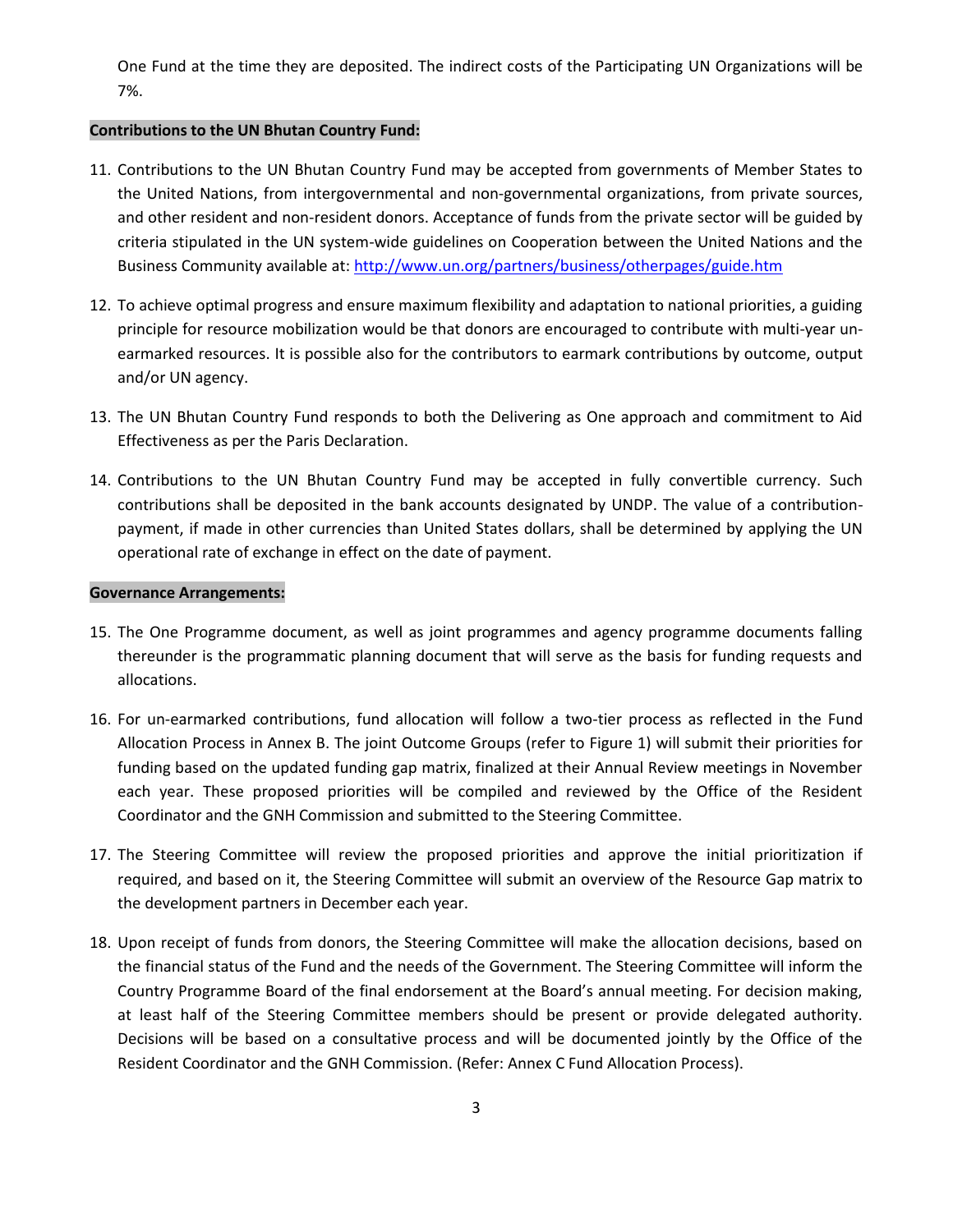One Fund at the time they are deposited. The indirect costs of the Participating UN Organizations will be 7%.

**Contributions to the UN Bhutan Country Fund:**

11. Contributions to the UN Bhutan Country Fund may be accepted from governments of Member States to the United Nations, from intergovernmental and non-governmental organizations, from private sources, and other resident and non-resident donors. Acceptance of funds from the private sector will be guided by criteria stipulated in the UN system-wide guidelines on Cooperation between the United Nations and the Business Community available at: http://www.un.org/partners/business/otherpages/guide.htm

12. To achieve optimal progress and ensure maximum flexibility and adaptation to national priorities, a guiding principle for resource mobilization would be that donors are encouraged to contribute with multi-year un-earmarked resources. It is possible also for the contributors to earmark contributions by outcome, output and/or UN agency.

13. The UN Bhutan Country Fund responds to both the Delivering as One approach and commitment to Aid Effectiveness as per the Paris Declaration.

14. Contributions to the UN Bhutan Country Fund may be accepted in fully convertible currency. Such contributions shall be deposited in the bank accounts designated by UNDP. The value of a contribution-payment, if made in other currencies than United States dollars, shall be determined by applying the UN operational rate of exchange in effect on the date of payment.

**Governance Arrangements:**

15. The One Programme document, as well as joint programmes and agency programme documents falling thereunder is the programmatic planning document that will serve as the basis for funding requests and allocations.

16. For un-earmarked contributions, fund allocation will follow a two-tier process as reflected in the Fund Allocation Process in Annex B. The joint Outcome Groups (refer to Figure 1) will submit their priorities for funding based on the updated funding gap matrix, finalized at their Annual Review meetings in November each year. These proposed priorities will be compiled and reviewed by the Office of the Resident Coordinator and the GNH Commission and submitted to the Steering Committee.

17. The Steering Committee will review the proposed priorities and approve the initial prioritization if required, and based on it, the Steering Committee will submit an overview of the Resource Gap matrix to the development partners in December each year.

18. Upon receipt of funds from donors, the Steering Committee will make the allocation decisions, based on the financial status of the Fund and the needs of the Government. The Steering Committee will inform the Country Programme Board of the final endorsement at the Board's annual meeting. For decision making, at least half of the Steering Committee members should be present or provide delegated authority. Decisions will be based on a consultative process and will be documented jointly by the Office of the Resident Coordinator and the GNH Commission. (Refer: Annex C Fund Allocation Process).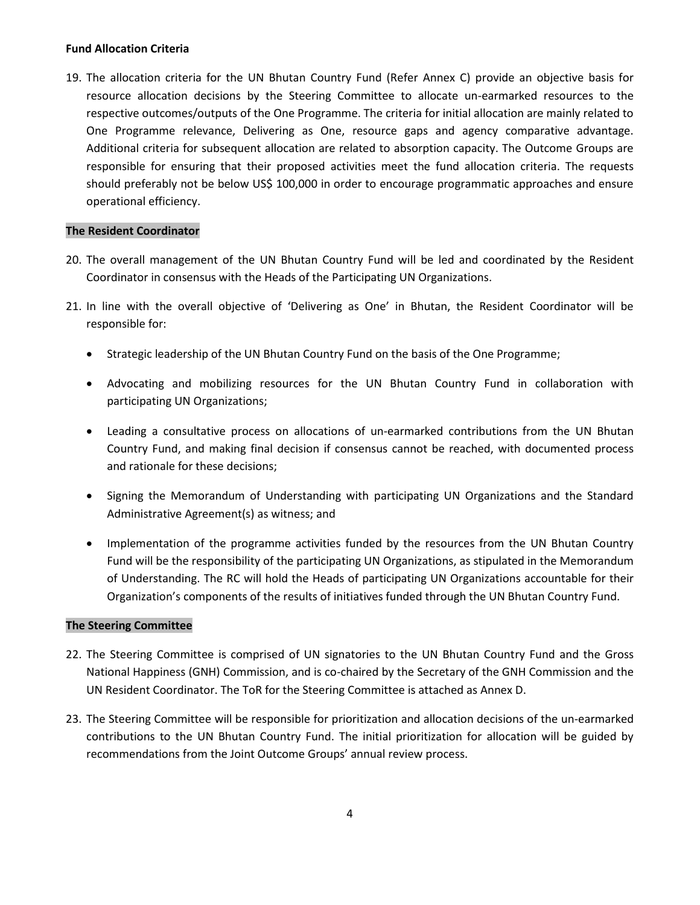**Fund Allocation Criteria**

19. The allocation criteria for the UN Bhutan Country Fund (Refer Annex C) provide an objective basis for resource allocation decisions by the Steering Committee to allocate un-earmarked resources to the respective outcomes/outputs of the One Programme. The criteria for initial allocation are mainly related to One Programme relevance, Delivering as One, resource gaps and agency comparative advantage. Additional criteria for subsequent allocation are related to absorption capacity. The Outcome Groups are responsible for ensuring that their proposed activities meet the fund allocation criteria. The requests should preferably not be below US$ 100,000 in order to encourage programmatic approaches and ensure operational efficiency.

**The Resident Coordinator**

20. The overall management of the UN Bhutan Country Fund will be led and coordinated by the Resident Coordinator in consensus with the Heads of the Participating UN Organizations.

21. In line with the overall objective of 'Delivering as One' in Bhutan, the Resident Coordinator will be responsible for:

    - Strategic leadership of the UN Bhutan Country Fund on the basis of the One Programme;
    - Advocating and mobilizing resources for the UN Bhutan Country Fund in collaboration with participating UN Organizations;
    - Leading a consultative process on allocations of un-earmarked contributions from the UN Bhutan Country Fund, and making final decision if consensus cannot be reached, with documented process and rationale for these decisions;
    - Signing the Memorandum of Understanding with participating UN Organizations and the Standard Administrative Agreement(s) as witness; and
    - Implementation of the programme activities funded by the resources from the UN Bhutan Country Fund will be the responsibility of the participating UN Organizations, as stipulated in the Memorandum of Understanding. The RC will hold the Heads of participating UN Organizations accountable for their Organization's components of the results of initiatives funded through the UN Bhutan Country Fund.

**The Steering Committee**

22. The Steering Committee is comprised of UN signatories to the UN Bhutan Country Fund and the Gross National Happiness (GNH) Commission, and is co-chaired by the Secretary of the GNH Commission and the UN Resident Coordinator. The ToR for the Steering Committee is attached as Annex D.

23. The Steering Committee will be responsible for prioritization and allocation decisions of the un-earmarked contributions to the UN Bhutan Country Fund. The initial prioritization for allocation will be guided by recommendations from the Joint Outcome Groups' annual review process.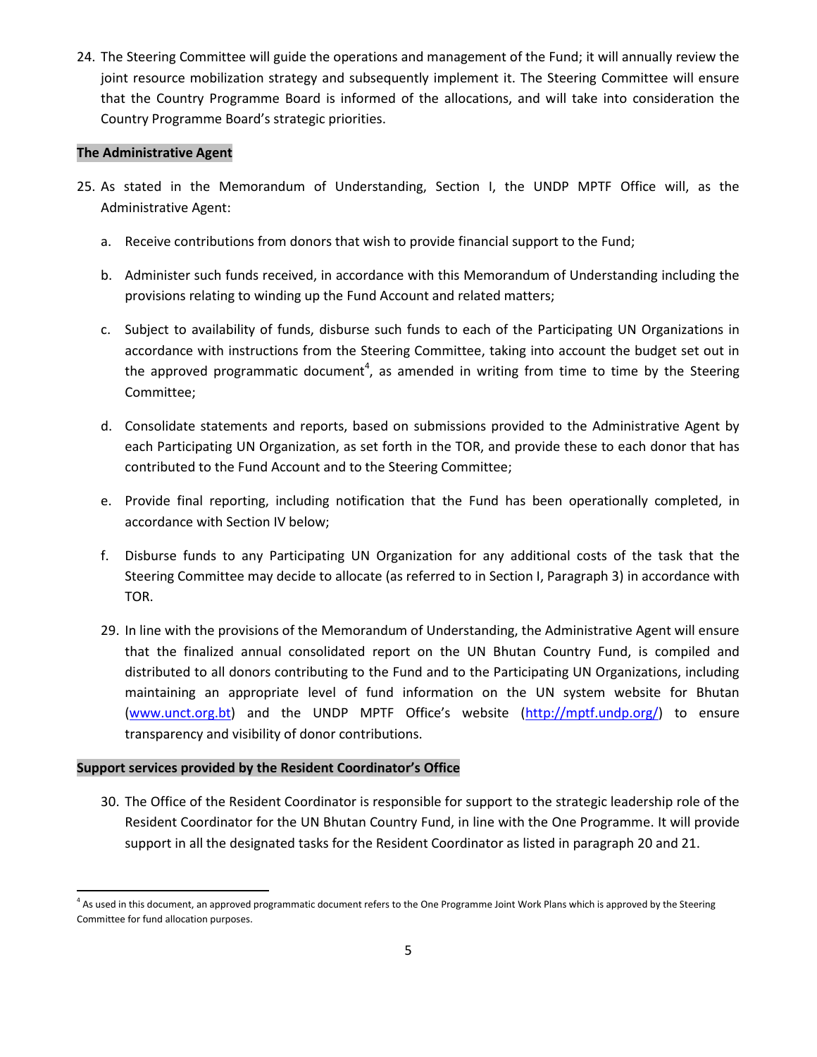24. The Steering Committee will guide the operations and management of the Fund; it will annually review the joint resource mobilization strategy and subsequently implement it. The Steering Committee will ensure that the Country Programme Board is informed of the allocations, and will take into consideration the Country Programme Board's strategic priorities.

**The Administrative Agent**

25. As stated in the Memorandum of Understanding, Section I, the UNDP MPTF Office will, as the Administrative Agent:

    a. Receive contributions from donors that wish to provide financial support to the Fund;

    b. Administer such funds received, in accordance with this Memorandum of Understanding including the provisions relating to winding up the Fund Account and related matters;

    c. Subject to availability of funds, disburse such funds to each of the Participating UN Organizations in accordance with instructions from the Steering Committee, taking into account the budget set out in the approved programmatic document[4], as amended in writing from time to time by the Steering Committee;

    d. Consolidate statements and reports, based on submissions provided to the Administrative Agent by each Participating UN Organization, as set forth in the TOR, and provide these to each donor that has contributed to the Fund Account and to the Steering Committee;

    e. Provide final reporting, including notification that the Fund has been operationally completed, in accordance with Section IV below;

    f. Disburse funds to any Participating UN Organization for any additional costs of the task that the Steering Committee may decide to allocate (as referred to in Section I, Paragraph 3) in accordance with TOR.

29. In line with the provisions of the Memorandum of Understanding, the Administrative Agent will ensure that the finalized annual consolidated report on the UN Bhutan Country Fund, is compiled and distributed to all donors contributing to the Fund and to the Participating UN Organizations, including maintaining an appropriate level of fund information on the UN system website for Bhutan (www.unct.org.bt) and the UNDP MPTF Office's website (http://mptf.undp.org/) to ensure transparency and visibility of donor contributions.

**Support services provided by the Resident Coordinator's Office**

30. The Office of the Resident Coordinator is responsible for support to the strategic leadership role of the Resident Coordinator for the UN Bhutan Country Fund, in line with the One Programme. It will provide support in all the designated tasks for the Resident Coordinator as listed in paragraph 20 and 21.

[4] As used in this document, an approved programmatic document refers to the One Programme Joint Work Plans which is approved by the Steering Committee for fund allocation purposes.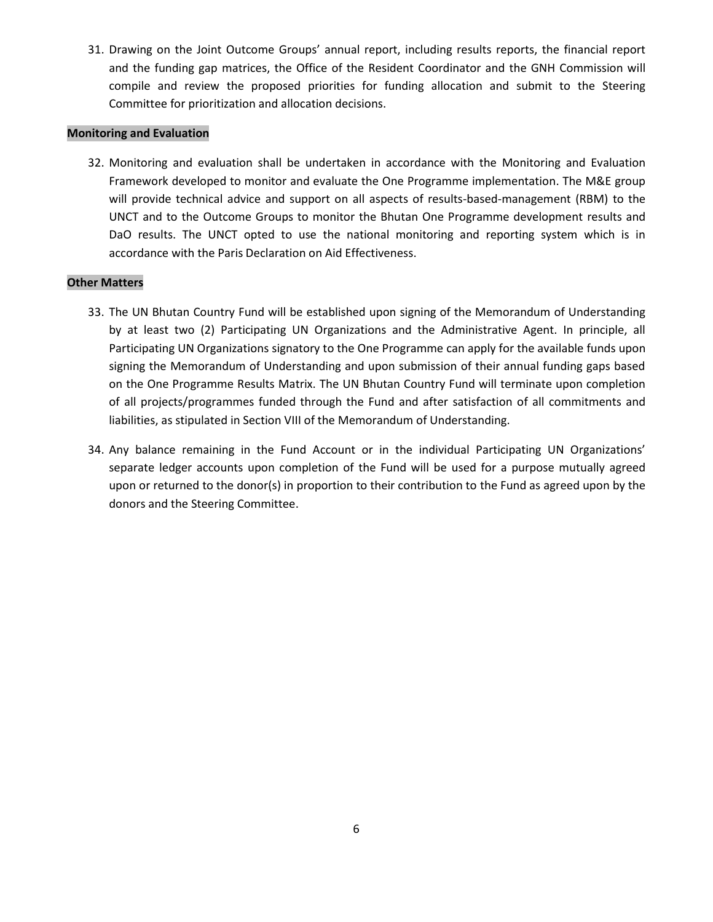31. Drawing on the Joint Outcome Groups' annual report, including results reports, the financial report and the funding gap matrices, the Office of the Resident Coordinator and the GNH Commission will compile and review the proposed priorities for funding allocation and submit to the Steering Committee for prioritization and allocation decisions.

**Monitoring and Evaluation**

32. Monitoring and evaluation shall be undertaken in accordance with the Monitoring and Evaluation Framework developed to monitor and evaluate the One Programme implementation. The M&E group will provide technical advice and support on all aspects of results-based-management (RBM) to the UNCT and to the Outcome Groups to monitor the Bhutan One Programme development results and DaO results. The UNCT opted to use the national monitoring and reporting system which is in accordance with the Paris Declaration on Aid Effectiveness.

**Other Matters**

33. The UN Bhutan Country Fund will be established upon signing of the Memorandum of Understanding by at least two (2) Participating UN Organizations and the Administrative Agent. In principle, all Participating UN Organizations signatory to the One Programme can apply for the available funds upon signing the Memorandum of Understanding and upon submission of their annual funding gaps based on the One Programme Results Matrix. The UN Bhutan Country Fund will terminate upon completion of all projects/programmes funded through the Fund and after satisfaction of all commitments and liabilities, as stipulated in Section VIII of the Memorandum of Understanding.

34. Any balance remaining in the Fund Account or in the individual Participating UN Organizations' separate ledger accounts upon completion of the Fund will be used for a purpose mutually agreed upon or returned to the donor(s) in proportion to their contribution to the Fund as agreed upon by the donors and the Steering Committee.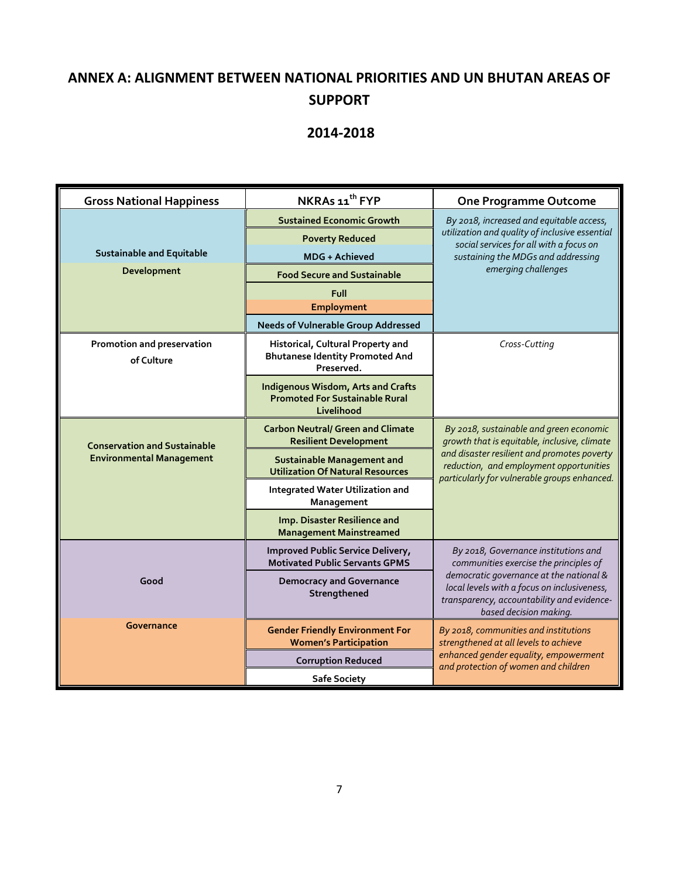# ANNEX A: ALIGNMENT BETWEEN NATIONAL PRIORITIES AND UN BHUTAN AREAS OF SUPPORT

## 2014-2018

| Gross National Happiness | NKRAs 11th FYP | One Programme Outcome |
|---|---|---|
| **Sustainable and Equitable Development** | **Sustained Economic Growth** | *By 2018, increased and equitable access, utilization and quality of inclusive essential social services for all with a focus on sustaining the MDGs and addressing emerging challenges* |
| | **Poverty Reduced** | |
| | **MDG + Achieved** | |
| | **Food Secure and Sustainable** | |
| | **Full Employment** | |
| | **Needs of Vulnerable Group Addressed** | |
| **Promotion and preservation of Culture** | **Historical, Cultural Property and Bhutanese Identity Promoted And Preserved.** | *Cross-Cutting* |
| | **Indigenous Wisdom, Arts and Crafts Promoted For Sustainable Rural Livelihood** | |
| **Conservation and Sustainable Environmental Management** | **Carbon Neutral/ Green and Climate Resilient Development** | *By 2018, sustainable and green economic growth that is equitable, inclusive, climate and disaster resilient and promotes poverty reduction, and employment opportunities particularly for vulnerable groups enhanced.* |
| | **Sustainable Management and Utilization Of Natural Resources** | |
| | **Integrated Water Utilization and Management** | |
| | **Imp. Disaster Resilience and Management Mainstreamed** | |
| **Good Governance** | **Improved Public Service Delivery, Motivated Public Servants GPMS** | *By 2018, Governance institutions and communities exercise the principles of democratic governance at the national & local levels with a focus on inclusiveness, transparency, accountability and evidence-based decision making.* |
| | **Democracy and Governance Strengthened** | |
| | **Gender Friendly Environment For Women's Participation** | *By 2018, communities and institutions strengthened at all levels to achieve enhanced gender equality, empowerment and protection of women and children* |
| | **Corruption Reduced** | |
| | **Safe Society** | |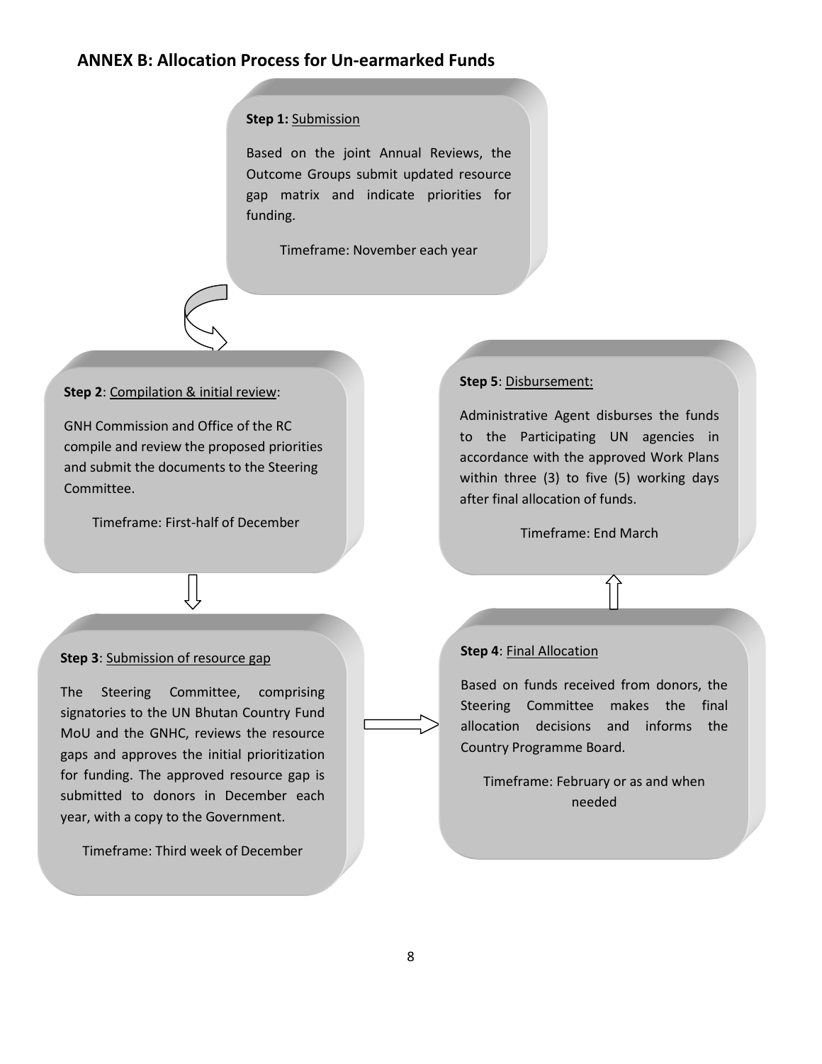## ANNEX B: Allocation Process for Un-earmarked Funds

**Step 1:** Submission

Based on the joint Annual Reviews, the Outcome Groups submit updated resource gap matrix and indicate priorities for funding.

Timeframe: November each year

**Step 2**: Compilation & initial review:

GNH Commission and Office of the RC compile and review the proposed priorities and submit the documents to the Steering Committee.

Timeframe: First-half of December

**Step 3**: Submission of resource gap

The Steering Committee, comprising signatories to the UN Bhutan Country Fund MoU and the GNHC, reviews the resource gaps and approves the initial prioritization for funding. The approved resource gap is submitted to donors in December each year, with a copy to the Government.

Timeframe: Third week of December

**Step 4**: Final Allocation

Based on funds received from donors, the Steering Committee makes the final allocation decisions and informs the Country Programme Board.

Timeframe: February or as and when needed

**Step 5**: Disbursement:

Administrative Agent disburses the funds to the Participating UN agencies in accordance with the approved Work Plans within three (3) to five (5) working days after final allocation of funds.

Timeframe: End March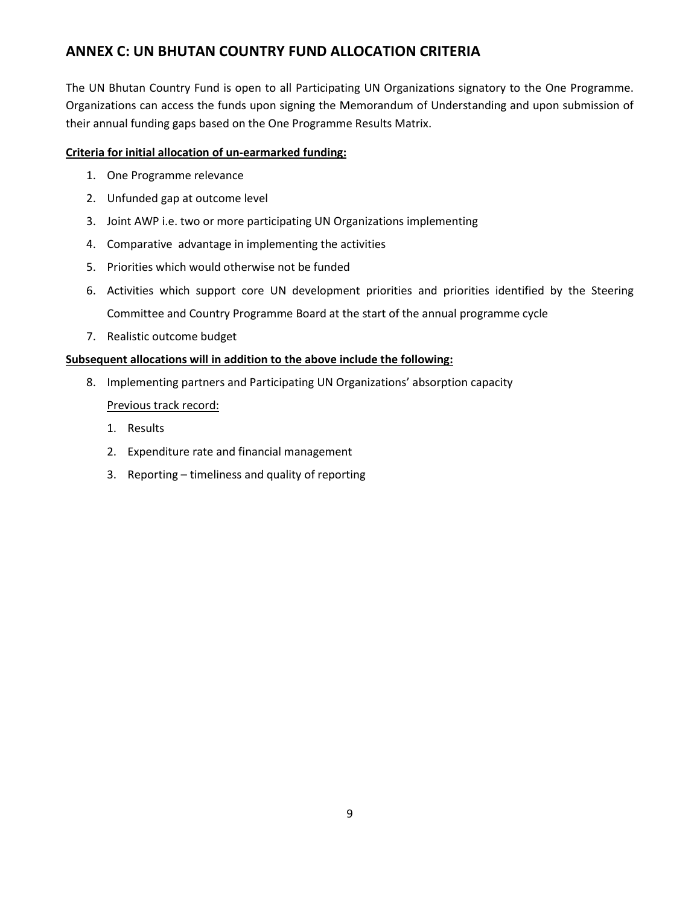## ANNEX C: UN BHUTAN COUNTRY FUND ALLOCATION CRITERIA

The UN Bhutan Country Fund is open to all Participating UN Organizations signatory to the One Programme. Organizations can access the funds upon signing the Memorandum of Understanding and upon submission of their annual funding gaps based on the One Programme Results Matrix.

<u>**Criteria for initial allocation of un-earmarked funding:**</u>

1. One Programme relevance
2. Unfunded gap at outcome level
3. Joint AWP i.e. two or more participating UN Organizations implementing
4. Comparative advantage in implementing the activities
5. Priorities which would otherwise not be funded
6. Activities which support core UN development priorities and priorities identified by the Steering Committee and Country Programme Board at the start of the annual programme cycle
7. Realistic outcome budget

<u>**Subsequent allocations will in addition to the above include the following:**</u>

8. Implementing partners and Participating UN Organizations' absorption capacity

   <u>Previous track record:</u>

   1. Results
   2. Expenditure rate and financial management
   3. Reporting – timeliness and quality of reporting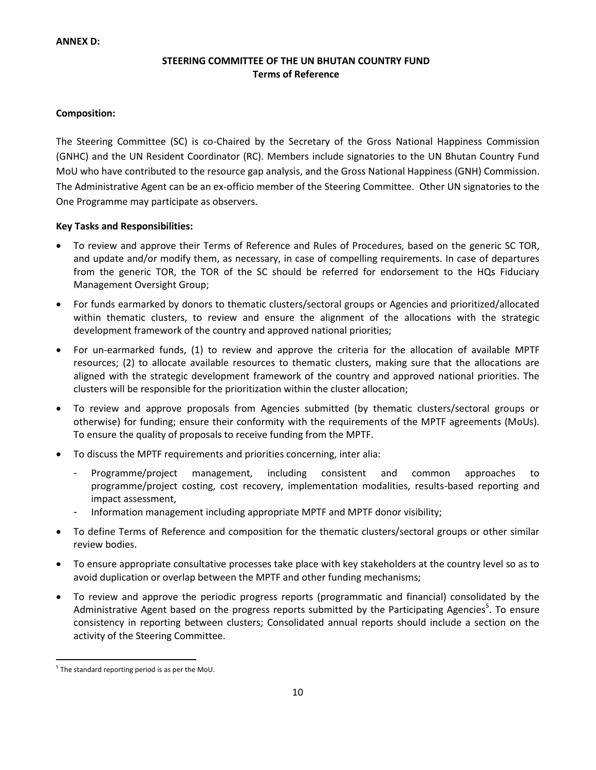**ANNEX D:**

**STEERING COMMITTEE OF THE UN BHUTAN COUNTRY FUND**
**Terms of Reference**

**Composition:**

The Steering Committee (SC) is co-Chaired by the Secretary of the Gross National Happiness Commission (GNHC) and the UN Resident Coordinator (RC). Members include signatories to the UN Bhutan Country Fund MoU who have contributed to the resource gap analysis, and the Gross National Happiness (GNH) Commission. The Administrative Agent can be an ex-officio member of the Steering Committee. Other UN signatories to the One Programme may participate as observers.

**Key Tasks and Responsibilities:**

- To review and approve their Terms of Reference and Rules of Procedures, based on the generic SC TOR, and update and/or modify them, as necessary, in case of compelling requirements. In case of departures from the generic TOR, the TOR of the SC should be referred for endorsement to the HQs Fiduciary Management Oversight Group;
- For funds earmarked by donors to thematic clusters/sectoral groups or Agencies and prioritized/allocated within thematic clusters, to review and ensure the alignment of the allocations with the strategic development framework of the country and approved national priorities;
- For un-earmarked funds, (1) to review and approve the criteria for the allocation of available MPTF resources; (2) to allocate available resources to thematic clusters, making sure that the allocations are aligned with the strategic development framework of the country and approved national priorities. The clusters will be responsible for the prioritization within the cluster allocation;
- To review and approve proposals from Agencies submitted (by thematic clusters/sectoral groups or otherwise) for funding; ensure their conformity with the requirements of the MPTF agreements (MoUs). To ensure the quality of proposals to receive funding from the MPTF.
- To discuss the MPTF requirements and priorities concerning, inter alia:
  - Programme/project management, including consistent and common approaches to programme/project costing, cost recovery, implementation modalities, results-based reporting and impact assessment,
  - Information management including appropriate MPTF and MPTF donor visibility;
- To define Terms of Reference and composition for the thematic clusters/sectoral groups or other similar review bodies.
- To ensure appropriate consultative processes take place with key stakeholders at the country level so as to avoid duplication or overlap between the MPTF and other funding mechanisms;
- To review and approve the periodic progress reports (programmatic and financial) consolidated by the Administrative Agent based on the progress reports submitted by the Participating Agencies[5]. To ensure consistency in reporting between clusters; Consolidated annual reports should include a section on the activity of the Steering Committee.

[5] The standard reporting period is as per the MoU.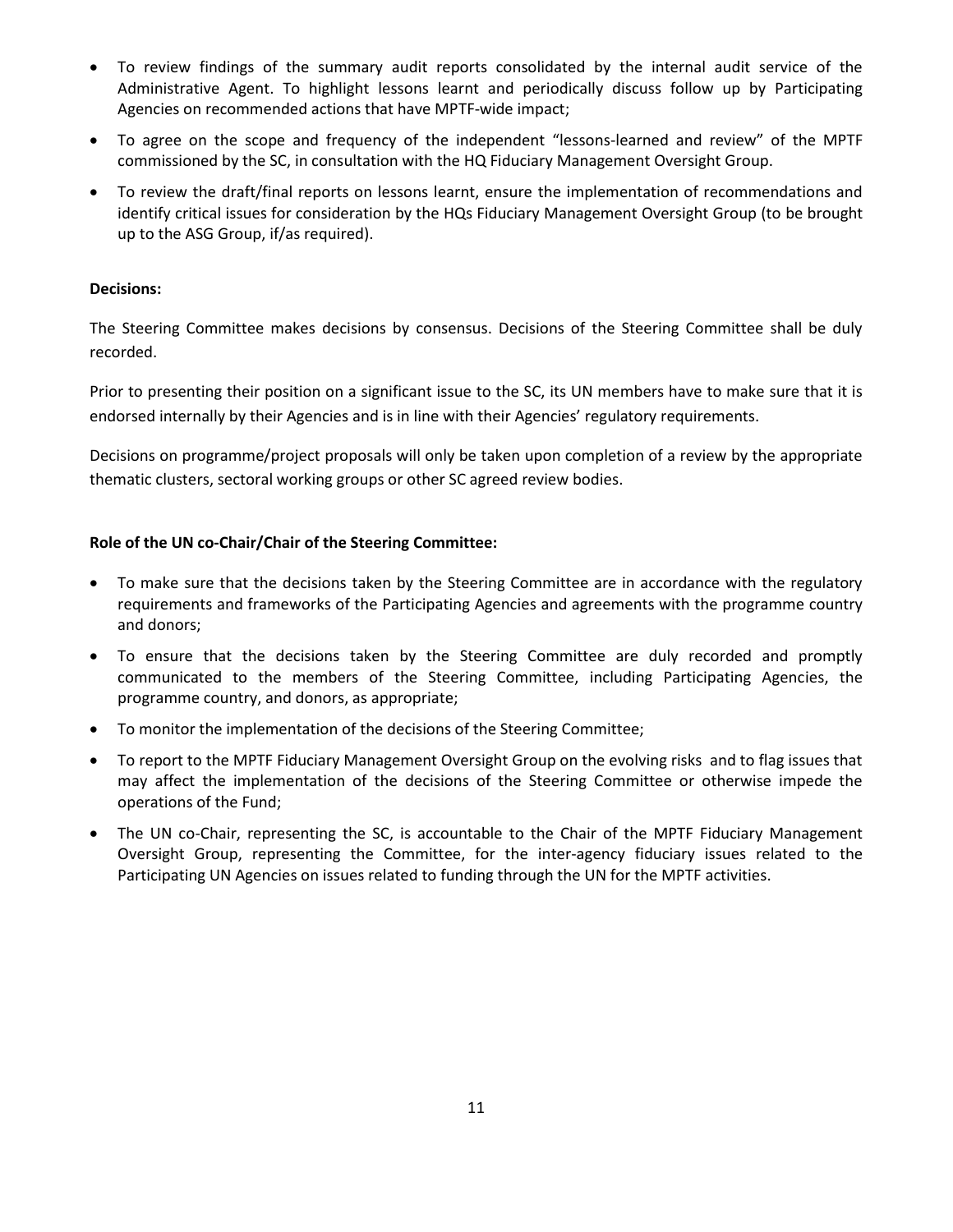- To review findings of the summary audit reports consolidated by the internal audit service of the Administrative Agent. To highlight lessons learnt and periodically discuss follow up by Participating Agencies on recommended actions that have MPTF-wide impact;
- To agree on the scope and frequency of the independent "lessons-learned and review" of the MPTF commissioned by the SC, in consultation with the HQ Fiduciary Management Oversight Group.
- To review the draft/final reports on lessons learnt, ensure the implementation of recommendations and identify critical issues for consideration by the HQs Fiduciary Management Oversight Group (to be brought up to the ASG Group, if/as required).

**Decisions:**

The Steering Committee makes decisions by consensus. Decisions of the Steering Committee shall be duly recorded.

Prior to presenting their position on a significant issue to the SC, its UN members have to make sure that it is endorsed internally by their Agencies and is in line with their Agencies' regulatory requirements.

Decisions on programme/project proposals will only be taken upon completion of a review by the appropriate thematic clusters, sectoral working groups or other SC agreed review bodies.

**Role of the UN co-Chair/Chair of the Steering Committee:**

- To make sure that the decisions taken by the Steering Committee are in accordance with the regulatory requirements and frameworks of the Participating Agencies and agreements with the programme country and donors;
- To ensure that the decisions taken by the Steering Committee are duly recorded and promptly communicated to the members of the Steering Committee, including Participating Agencies, the programme country, and donors, as appropriate;
- To monitor the implementation of the decisions of the Steering Committee;
- To report to the MPTF Fiduciary Management Oversight Group on the evolving risks and to flag issues that may affect the implementation of the decisions of the Steering Committee or otherwise impede the operations of the Fund;
- The UN co-Chair, representing the SC, is accountable to the Chair of the MPTF Fiduciary Management Oversight Group, representing the Committee, for the inter-agency fiduciary issues related to the Participating UN Agencies on issues related to funding through the UN for the MPTF activities.